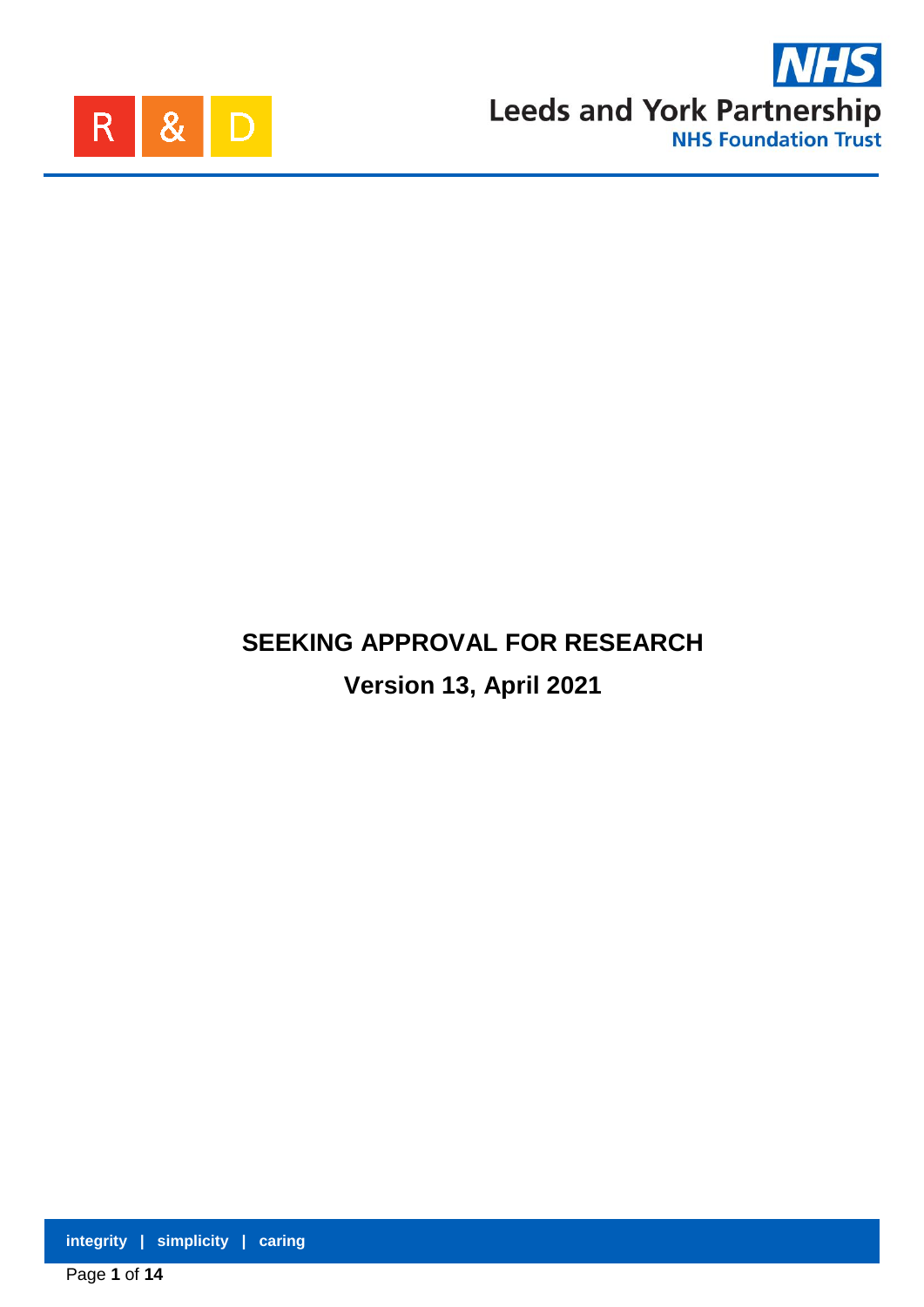R & D

**NHS**
**Leeds and York Partnership**
**NHS Foundation Trust**

# SEEKING APPROVAL FOR RESEARCH

## Version 13, April 2021

**integrity | simplicity | caring**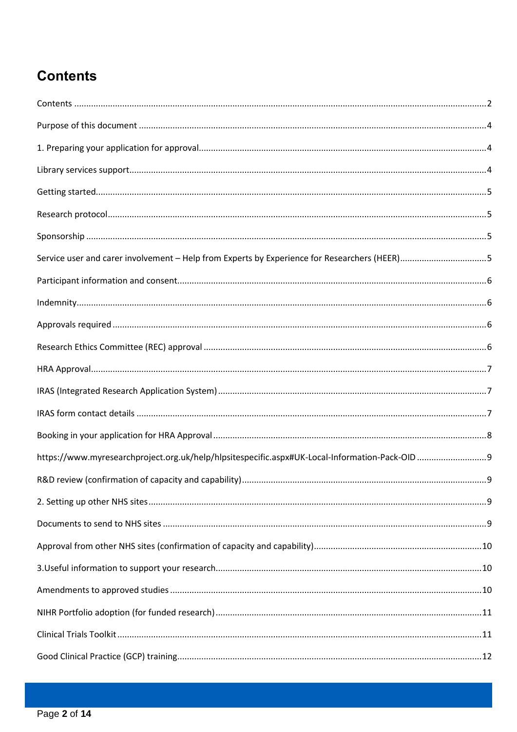# Contents

Contents ..... 2

Purpose of this document ..... 4

1. Preparing your application for approval ..... 4

Library services support ..... 4

Getting started ..... 5

Research protocol ..... 5

Sponsorship ..... 5

Service user and carer involvement – Help from Experts by Experience for Researchers (HEER) ..... 5

Participant information and consent ..... 6

Indemnity ..... 6

Approvals required ..... 6

Research Ethics Committee (REC) approval ..... 6

HRA Approval ..... 7

IRAS (Integrated Research Application System) ..... 7

IRAS form contact details ..... 7

Booking in your application for HRA Approval ..... 8

https://www.myresearchproject.org.uk/help/hlpsitespecific.aspx#UK-Local-Information-Pack-OID ..... 9

R&D review (confirmation of capacity and capability) ..... 9

2. Setting up other NHS sites ..... 9

Documents to send to NHS sites ..... 9

Approval from other NHS sites (confirmation of capacity and capability) ..... 10

3.Useful information to support your research ..... 10

Amendments to approved studies ..... 10

NIHR Portfolio adoption (for funded research) ..... 11

Clinical Trials Toolkit ..... 11

Good Clinical Practice (GCP) training ..... 12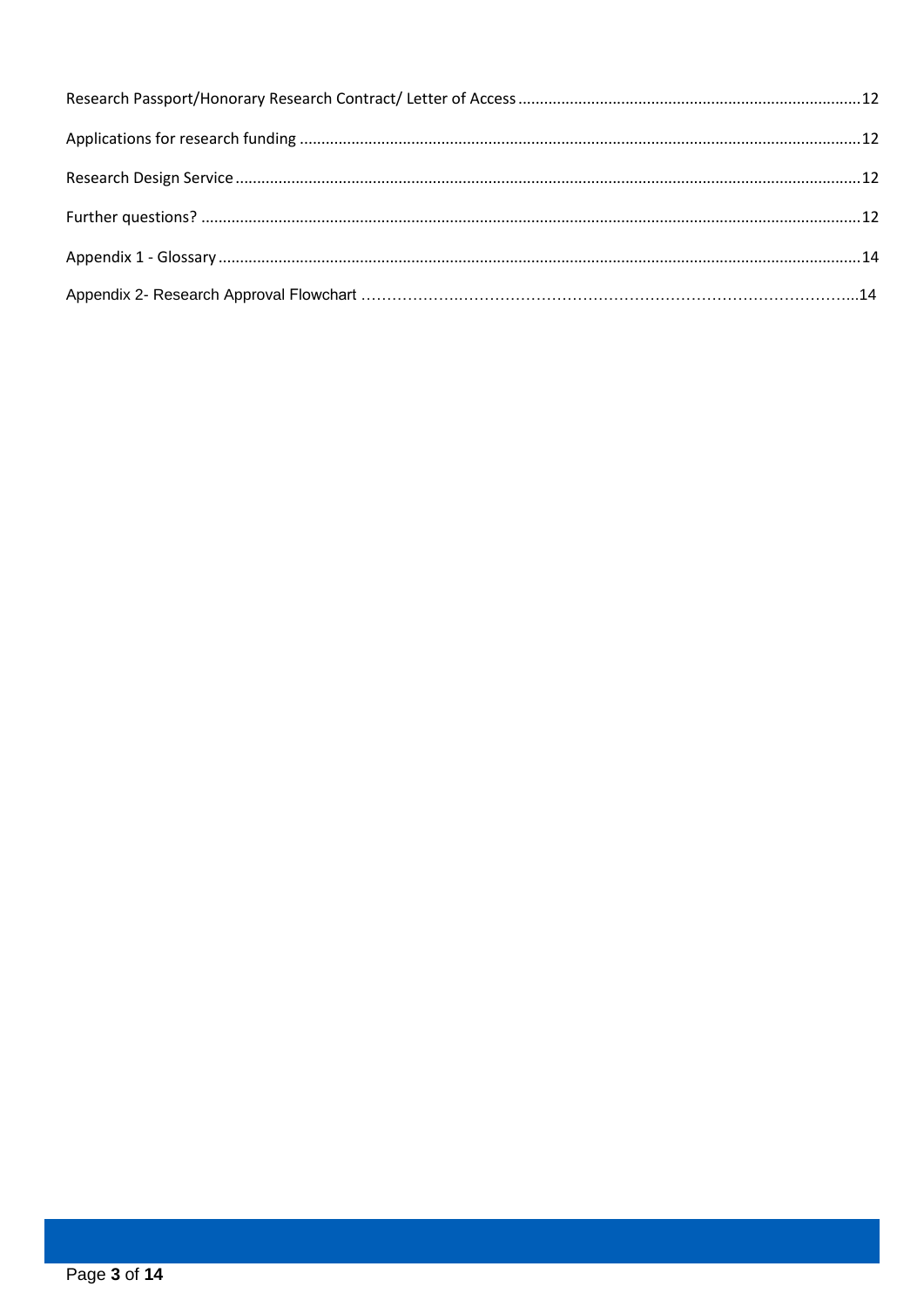Research Passport/Honorary Research Contract/ Letter of Access ........ 12

Applications for research funding ........ 12

Research Design Service ........ 12

Further questions? ........ 12

Appendix 1 - Glossary ........ 14

Appendix 2- Research Approval Flowchart ........ 14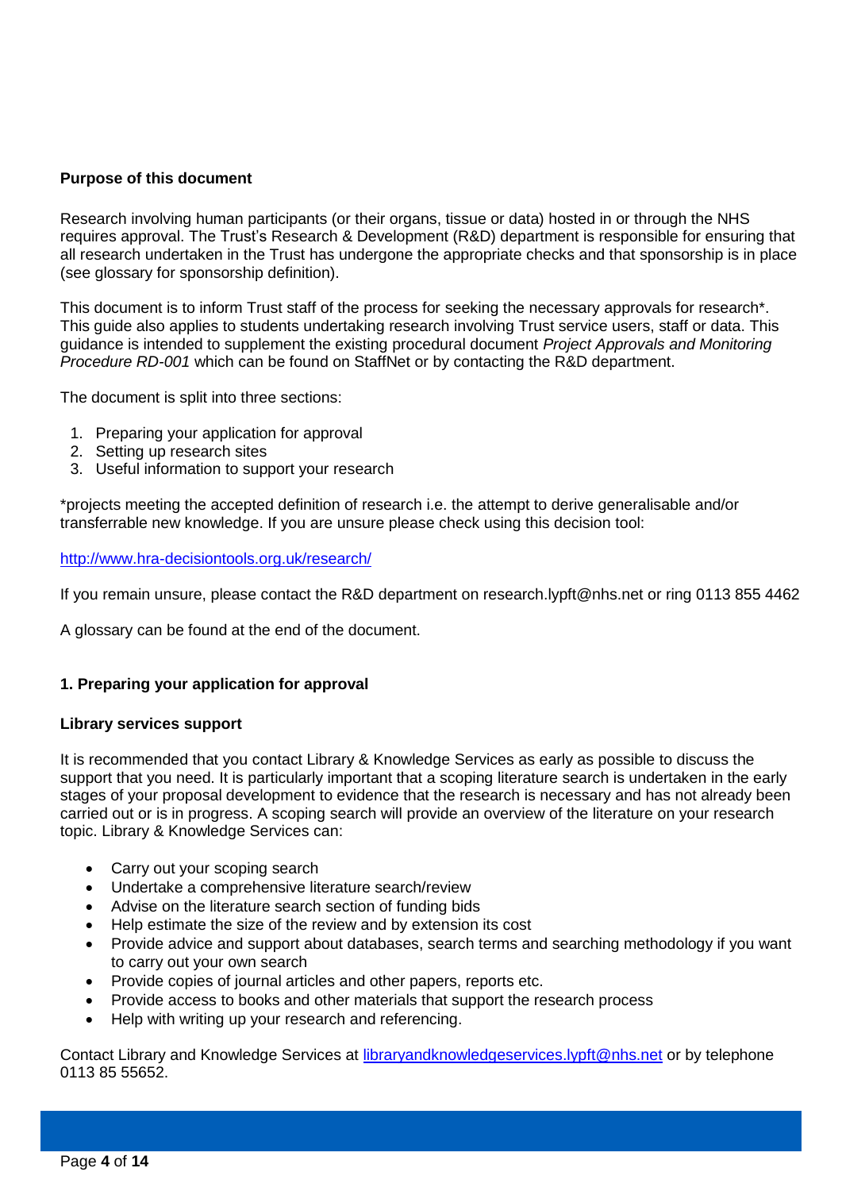**Purpose of this document**

Research involving human participants (or their organs, tissue or data) hosted in or through the NHS requires approval. The Trust's Research & Development (R&D) department is responsible for ensuring that all research undertaken in the Trust has undergone the appropriate checks and that sponsorship is in place (see glossary for sponsorship definition).

This document is to inform Trust staff of the process for seeking the necessary approvals for research*. This guide also applies to students undertaking research involving Trust service users, staff or data. This guidance is intended to supplement the existing procedural document *Project Approvals and Monitoring Procedure RD-001* which can be found on StaffNet or by contacting the R&D department.

The document is split into three sections:

1. Preparing your application for approval
2. Setting up research sites
3. Useful information to support your research

*projects meeting the accepted definition of research i.e. the attempt to derive generalisable and/or transferrable new knowledge. If you are unsure please check using this decision tool:

http://www.hra-decisiontools.org.uk/research/

If you remain unsure, please contact the R&D department on research.lypft@nhs.net or ring 0113 855 4462

A glossary can be found at the end of the document.

## 1. Preparing your application for approval

### Library services support

It is recommended that you contact Library & Knowledge Services as early as possible to discuss the support that you need. It is particularly important that a scoping literature search is undertaken in the early stages of your proposal development to evidence that the research is necessary and has not already been carried out or is in progress. A scoping search will provide an overview of the literature on your research topic. Library & Knowledge Services can:

- Carry out your scoping search
- Undertake a comprehensive literature search/review
- Advise on the literature search section of funding bids
- Help estimate the size of the review and by extension its cost
- Provide advice and support about databases, search terms and searching methodology if you want to carry out your own search
- Provide copies of journal articles and other papers, reports etc.
- Provide access to books and other materials that support the research process
- Help with writing up your research and referencing.

Contact Library and Knowledge Services at libraryandknowledgeservices.lypft@nhs.net or by telephone 0113 85 55652.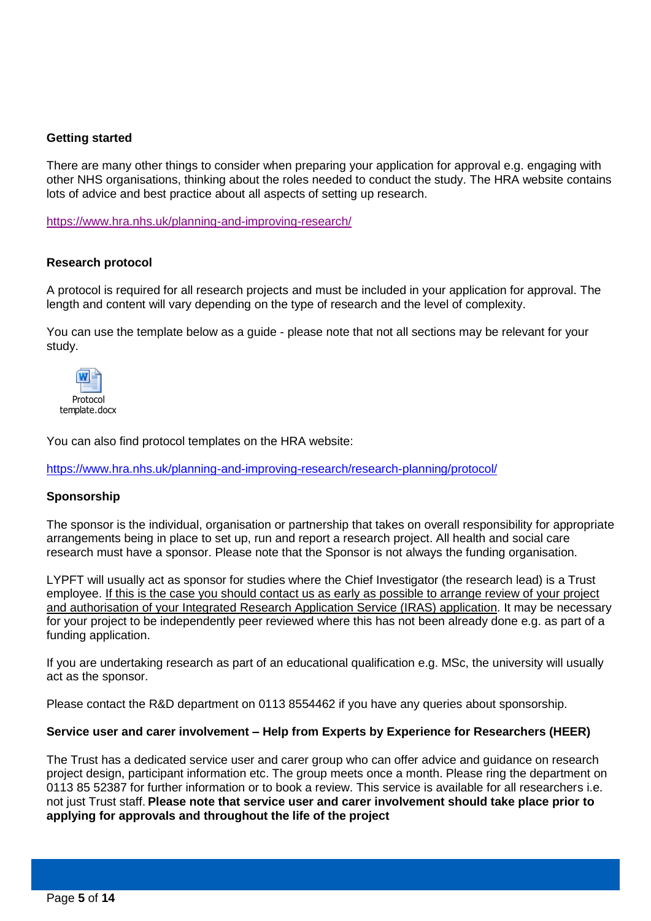**Getting started**

There are many other things to consider when preparing your application for approval e.g. engaging with other NHS organisations, thinking about the roles needed to conduct the study. The HRA website contains lots of advice and best practice about all aspects of setting up research.

https://www.hra.nhs.uk/planning-and-improving-research/

**Research protocol**

A protocol is required for all research projects and must be included in your application for approval. The length and content will vary depending on the type of research and the level of complexity.

You can use the template below as a guide - please note that not all sections may be relevant for your study.

Protocol template.docx

You can also find protocol templates on the HRA website:

https://www.hra.nhs.uk/planning-and-improving-research/research-planning/protocol/

**Sponsorship**

The sponsor is the individual, organisation or partnership that takes on overall responsibility for appropriate arrangements being in place to set up, run and report a research project. All health and social care research must have a sponsor. Please note that the Sponsor is not always the funding organisation.

LYPFT will usually act as sponsor for studies where the Chief Investigator (the research lead) is a Trust employee. If this is the case you should contact us as early as possible to arrange review of your project and authorisation of your Integrated Research Application Service (IRAS) application. It may be necessary for your project to be independently peer reviewed where this has not been already done e.g. as part of a funding application.

If you are undertaking research as part of an educational qualification e.g. MSc, the university will usually act as the sponsor.

Please contact the R&D department on 0113 8554462 if you have any queries about sponsorship.

**Service user and carer involvement – Help from Experts by Experience for Researchers (HEER)**

The Trust has a dedicated service user and carer group who can offer advice and guidance on research project design, participant information etc. The group meets once a month. Please ring the department on 0113 85 52387 for further information or to book a review. This service is available for all researchers i.e. not just Trust staff. **Please note that service user and carer involvement should take place prior to applying for approvals and throughout the life of the project**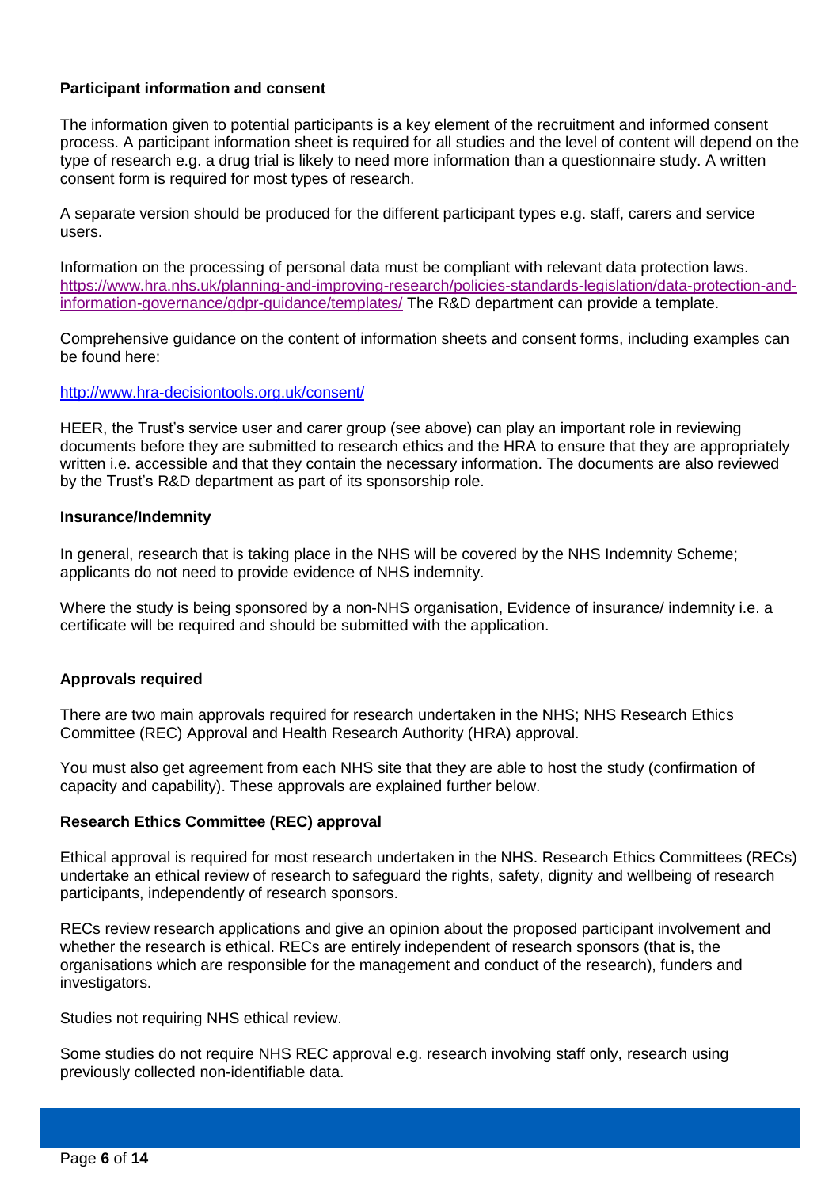**Participant information and consent**

The information given to potential participants is a key element of the recruitment and informed consent process. A participant information sheet is required for all studies and the level of content will depend on the type of research e.g. a drug trial is likely to need more information than a questionnaire study. A written consent form is required for most types of research.

A separate version should be produced for the different participant types e.g. staff, carers and service users.

Information on the processing of personal data must be compliant with relevant data protection laws. https://www.hra.nhs.uk/planning-and-improving-research/policies-standards-legislation/data-protection-and-information-governance/gdpr-guidance/templates/ The R&D department can provide a template.

Comprehensive guidance on the content of information sheets and consent forms, including examples can be found here:

http://www.hra-decisiontools.org.uk/consent/

HEER, the Trust's service user and carer group (see above) can play an important role in reviewing documents before they are submitted to research ethics and the HRA to ensure that they are appropriately written i.e. accessible and that they contain the necessary information. The documents are also reviewed by the Trust's R&D department as part of its sponsorship role.

**Insurance/Indemnity**

In general, research that is taking place in the NHS will be covered by the NHS Indemnity Scheme; applicants do not need to provide evidence of NHS indemnity.

Where the study is being sponsored by a non-NHS organisation, Evidence of insurance/ indemnity i.e. a certificate will be required and should be submitted with the application.

**Approvals required**

There are two main approvals required for research undertaken in the NHS; NHS Research Ethics Committee (REC) Approval and Health Research Authority (HRA) approval.

You must also get agreement from each NHS site that they are able to host the study (confirmation of capacity and capability). These approvals are explained further below.

**Research Ethics Committee (REC) approval**

Ethical approval is required for most research undertaken in the NHS. Research Ethics Committees (RECs) undertake an ethical review of research to safeguard the rights, safety, dignity and wellbeing of research participants, independently of research sponsors.

RECs review research applications and give an opinion about the proposed participant involvement and whether the research is ethical. RECs are entirely independent of research sponsors (that is, the organisations which are responsible for the management and conduct of the research), funders and investigators.

Studies not requiring NHS ethical review.

Some studies do not require NHS REC approval e.g. research involving staff only, research using previously collected non-identifiable data.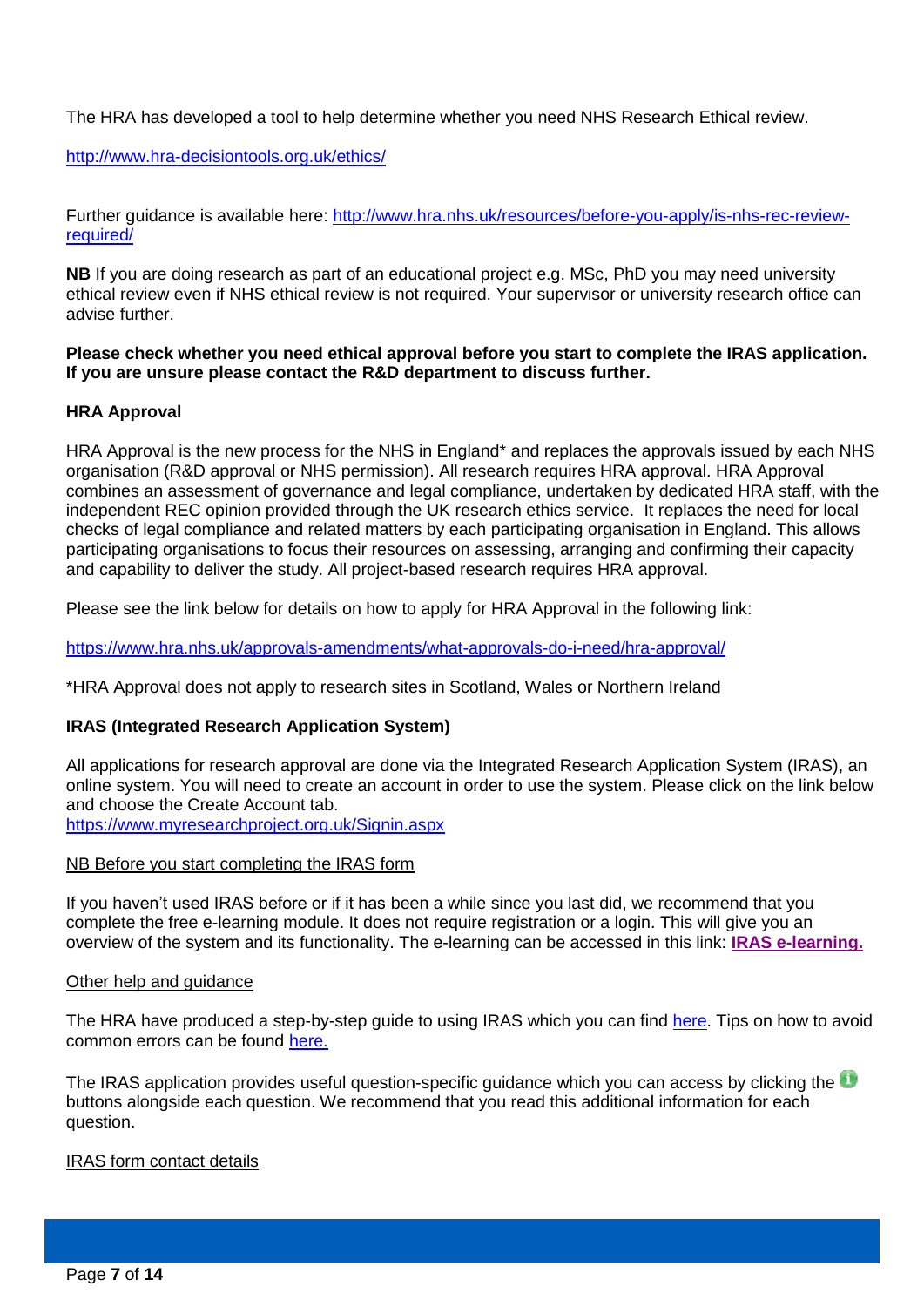The HRA has developed a tool to help determine whether you need NHS Research Ethical review.

[http://www.hra-decisiontools.org.uk/ethics/](http://www.hra-decisiontools.org.uk/ethics/)

Further guidance is available here: [http://www.hra.nhs.uk/resources/before-you-apply/is-nhs-rec-review-required/](http://www.hra.nhs.uk/resources/before-you-apply/is-nhs-rec-review-required/)

**NB** If you are doing research as part of an educational project e.g. MSc, PhD you may need university ethical review even if NHS ethical review is not required. Your supervisor or university research office can advise further.

**Please check whether you need ethical approval before you start to complete the IRAS application. If you are unsure please contact the R&D department to discuss further.**

**HRA Approval**

HRA Approval is the new process for the NHS in England* and replaces the approvals issued by each NHS organisation (R&D approval or NHS permission). All research requires HRA approval. HRA Approval combines an assessment of governance and legal compliance, undertaken by dedicated HRA staff, with the independent REC opinion provided through the UK research ethics service. It replaces the need for local checks of legal compliance and related matters by each participating organisation in England. This allows participating organisations to focus their resources on assessing, arranging and confirming their capacity and capability to deliver the study. All project-based research requires HRA approval.

Please see the link below for details on how to apply for HRA Approval in the following link:

[https://www.hra.nhs.uk/approvals-amendments/what-approvals-do-i-need/hra-approval/](https://www.hra.nhs.uk/approvals-amendments/what-approvals-do-i-need/hra-approval/)

*HRA Approval does not apply to research sites in Scotland, Wales or Northern Ireland

**IRAS (Integrated Research Application System)**

All applications for research approval are done via the Integrated Research Application System (IRAS), an online system. You will need to create an account in order to use the system. Please click on the link below and choose the Create Account tab.
[https://www.myresearchproject.org.uk/Signin.aspx](https://www.myresearchproject.org.uk/Signin.aspx)

NB Before you start completing the IRAS form

If you haven't used IRAS before or if it has been a while since you last did, we recommend that you complete the free e-learning module. It does not require registration or a login. This will give you an overview of the system and its functionality. The e-learning can be accessed in this link: **IRAS e-learning.**

Other help and guidance

The HRA have produced a step-by-step guide to using IRAS which you can find here. Tips on how to avoid common errors can be found here.

The IRAS application provides useful question-specific guidance which you can access by clicking the i buttons alongside each question. We recommend that you read this additional information for each question.

IRAS form contact details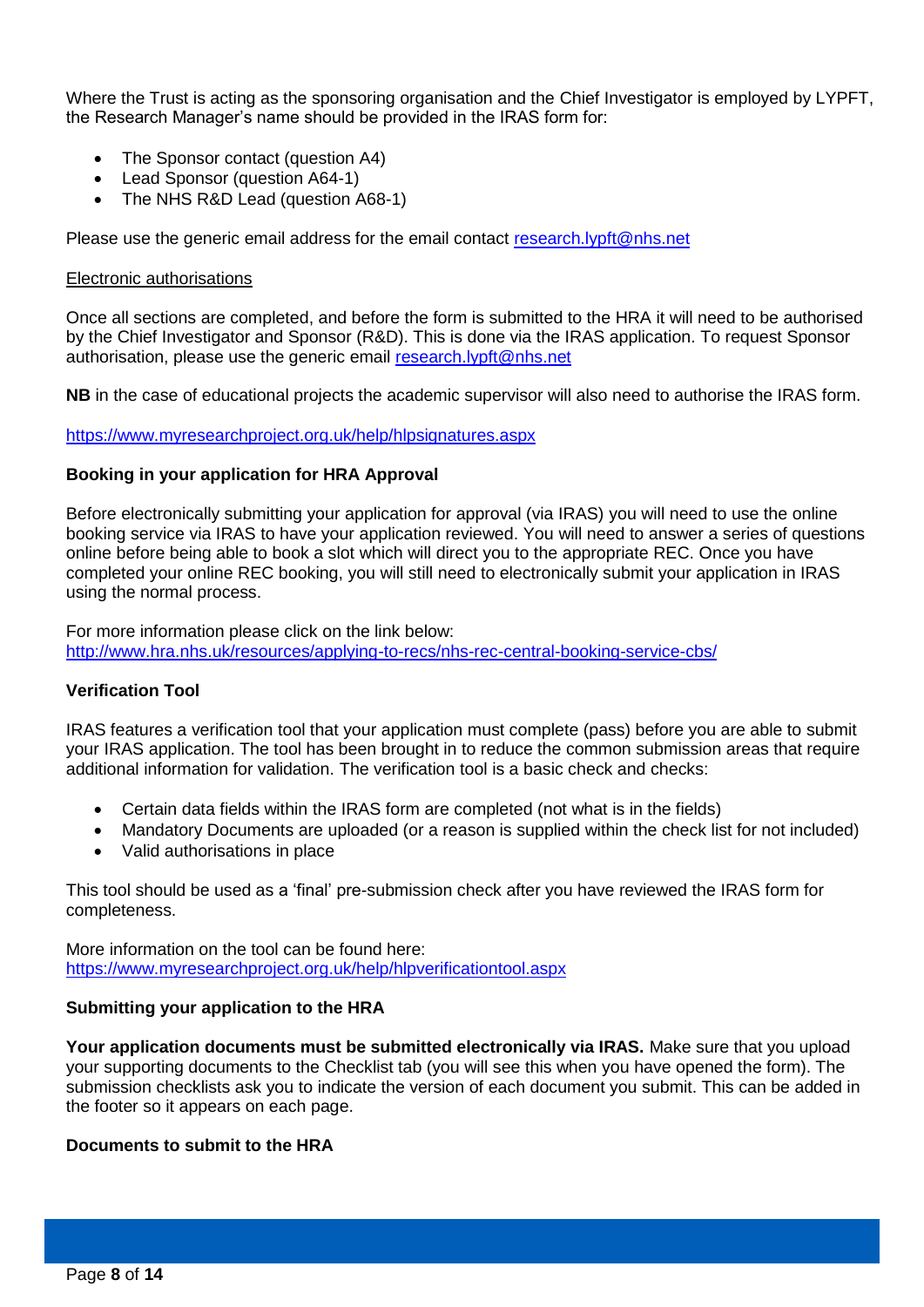Where the Trust is acting as the sponsoring organisation and the Chief Investigator is employed by LYPFT, the Research Manager's name should be provided in the IRAS form for:

- The Sponsor contact (question A4)
- Lead Sponsor (question A64-1)
- The NHS R&D Lead (question A68-1)

Please use the generic email address for the email contact [research.lypft@nhs.net](mailto:research.lypft@nhs.net)

Electronic authorisations

Once all sections are completed, and before the form is submitted to the HRA it will need to be authorised by the Chief Investigator and Sponsor (R&D). This is done via the IRAS application. To request Sponsor authorisation, please use the generic email [research.lypft@nhs.net](mailto:research.lypft@nhs.net)

**NB** in the case of educational projects the academic supervisor will also need to authorise the IRAS form.

[https://www.myresearchproject.org.uk/help/hlpsignatures.aspx](https://www.myresearchproject.org.uk/help/hlpsignatures.aspx)

**Booking in your application for HRA Approval**

Before electronically submitting your application for approval (via IRAS) you will need to use the online booking service via IRAS to have your application reviewed. You will need to answer a series of questions online before being able to book a slot which will direct you to the appropriate REC. Once you have completed your online REC booking, you will still need to electronically submit your application in IRAS using the normal process.

For more information please click on the link below:
[http://www.hra.nhs.uk/resources/applying-to-recs/nhs-rec-central-booking-service-cbs/](http://www.hra.nhs.uk/resources/applying-to-recs/nhs-rec-central-booking-service-cbs/)

**Verification Tool**

IRAS features a verification tool that your application must complete (pass) before you are able to submit your IRAS application. The tool has been brought in to reduce the common submission areas that require additional information for validation. The verification tool is a basic check and checks:

- Certain data fields within the IRAS form are completed (not what is in the fields)
- Mandatory Documents are uploaded (or a reason is supplied within the check list for not included)
- Valid authorisations in place

This tool should be used as a 'final' pre-submission check after you have reviewed the IRAS form for completeness.

More information on the tool can be found here:
[https://www.myresearchproject.org.uk/help/hlpverificationtool.aspx](https://www.myresearchproject.org.uk/help/hlpverificationtool.aspx)

**Submitting your application to the HRA**

**Your application documents must be submitted electronically via IRAS.** Make sure that you upload your supporting documents to the Checklist tab (you will see this when you have opened the form). The submission checklists ask you to indicate the version of each document you submit. This can be added in the footer so it appears on each page.

**Documents to submit to the HRA**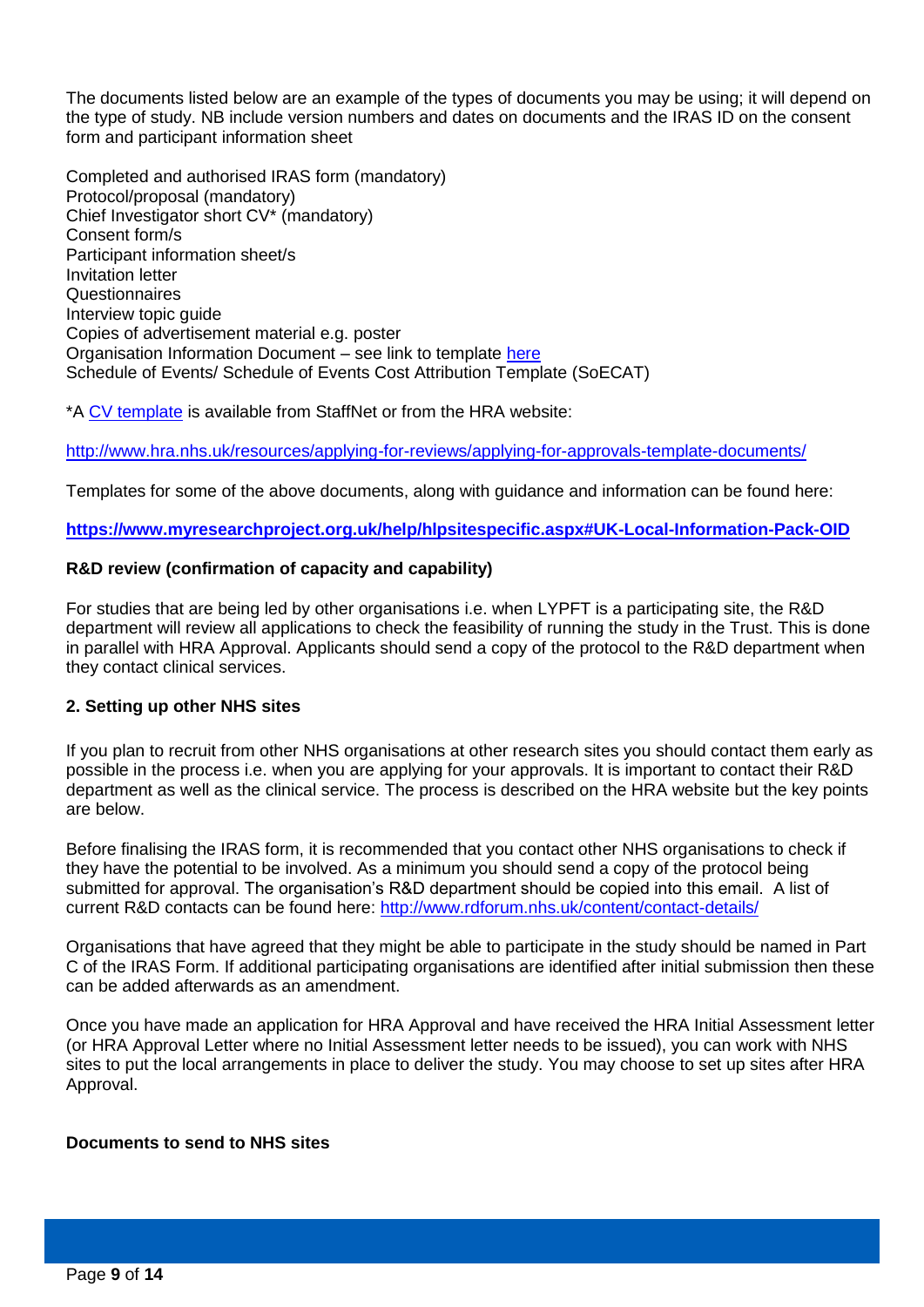The documents listed below are an example of the types of documents you may be using; it will depend on the type of study. NB include version numbers and dates on documents and the IRAS ID on the consent form and participant information sheet

Completed and authorised IRAS form (mandatory)
Protocol/proposal (mandatory)
Chief Investigator short CV* (mandatory)
Consent form/s
Participant information sheet/s
Invitation letter
Questionnaires
Interview topic guide
Copies of advertisement material e.g. poster
Organisation Information Document – see link to template here
Schedule of Events/ Schedule of Events Cost Attribution Template (SoECAT)

*A CV template is available from StaffNet or from the HRA website:

http://www.hra.nhs.uk/resources/applying-for-reviews/applying-for-approvals-template-documents/

Templates for some of the above documents, along with guidance and information can be found here:

**https://www.myresearchproject.org.uk/help/hlpsitespecific.aspx#UK-Local-Information-Pack-OID**

**R&D review (confirmation of capacity and capability)**

For studies that are being led by other organisations i.e. when LYPFT is a participating site, the R&D department will review all applications to check the feasibility of running the study in the Trust. This is done in parallel with HRA Approval. Applicants should send a copy of the protocol to the R&D department when they contact clinical services.

**2. Setting up other NHS sites**

If you plan to recruit from other NHS organisations at other research sites you should contact them early as possible in the process i.e. when you are applying for your approvals. It is important to contact their R&D department as well as the clinical service. The process is described on the HRA website but the key points are below.

Before finalising the IRAS form, it is recommended that you contact other NHS organisations to check if they have the potential to be involved. As a minimum you should send a copy of the protocol being submitted for approval. The organisation's R&D department should be copied into this email. A list of current R&D contacts can be found here: http://www.rdforum.nhs.uk/content/contact-details/

Organisations that have agreed that they might be able to participate in the study should be named in Part C of the IRAS Form. If additional participating organisations are identified after initial submission then these can be added afterwards as an amendment.

Once you have made an application for HRA Approval and have received the HRA Initial Assessment letter (or HRA Approval Letter where no Initial Assessment letter needs to be issued), you can work with NHS sites to put the local arrangements in place to deliver the study. You may choose to set up sites after HRA Approval.

**Documents to send to NHS sites**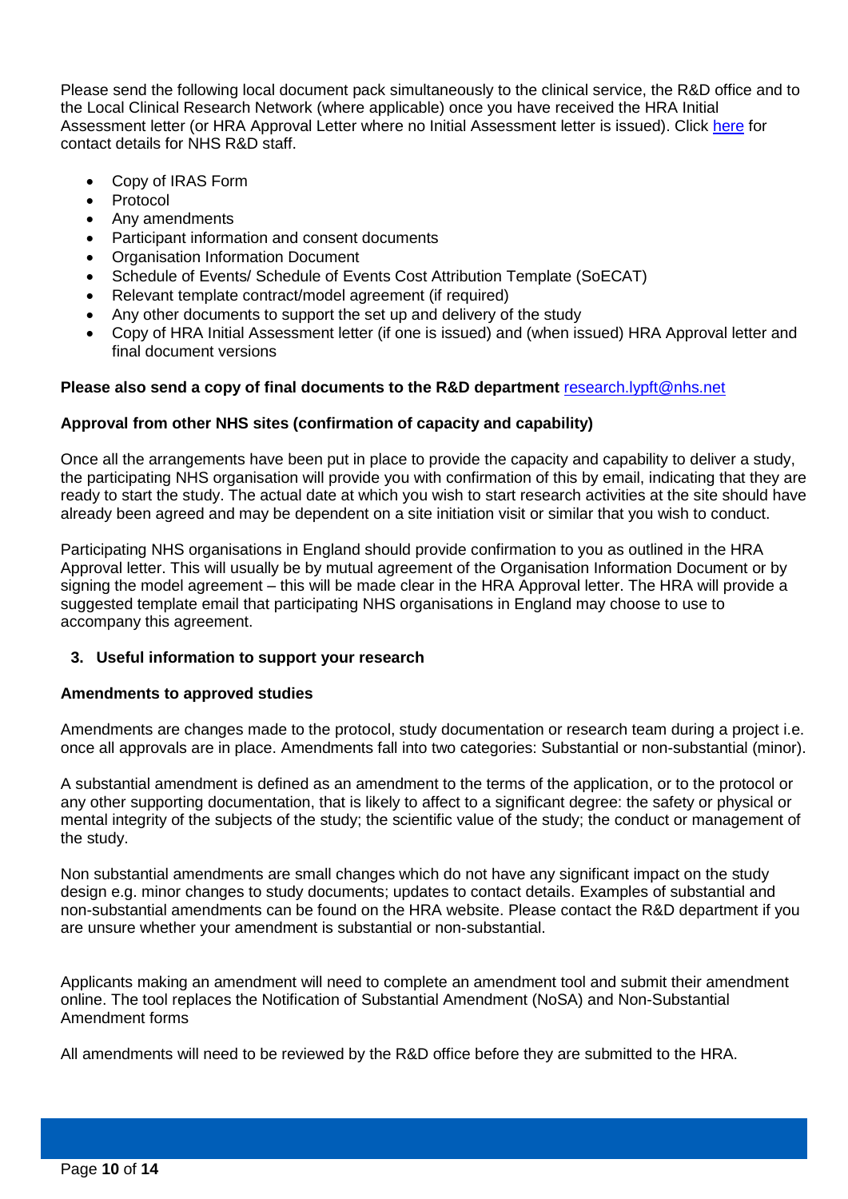Please send the following local document pack simultaneously to the clinical service, the R&D office and to the Local Clinical Research Network (where applicable) once you have received the HRA Initial Assessment letter (or HRA Approval Letter where no Initial Assessment letter is issued). Click here for contact details for NHS R&D staff.

- Copy of IRAS Form
- Protocol
- Any amendments
- Participant information and consent documents
- Organisation Information Document
- Schedule of Events/ Schedule of Events Cost Attribution Template (SoECAT)
- Relevant template contract/model agreement (if required)
- Any other documents to support the set up and delivery of the study
- Copy of HRA Initial Assessment letter (if one is issued) and (when issued) HRA Approval letter and final document versions

**Please also send a copy of final documents to the R&D department** research.lypft@nhs.net

**Approval from other NHS sites (confirmation of capacity and capability)**

Once all the arrangements have been put in place to provide the capacity and capability to deliver a study, the participating NHS organisation will provide you with confirmation of this by email, indicating that they are ready to start the study. The actual date at which you wish to start research activities at the site should have already been agreed and may be dependent on a site initiation visit or similar that you wish to conduct.

Participating NHS organisations in England should provide confirmation to you as outlined in the HRA Approval letter. This will usually be by mutual agreement of the Organisation Information Document or by signing the model agreement – this will be made clear in the HRA Approval letter. The HRA will provide a suggested template email that participating NHS organisations in England may choose to use to accompany this agreement.

## 3. Useful information to support your research

**Amendments to approved studies**

Amendments are changes made to the protocol, study documentation or research team during a project i.e. once all approvals are in place. Amendments fall into two categories: Substantial or non-substantial (minor).

A substantial amendment is defined as an amendment to the terms of the application, or to the protocol or any other supporting documentation, that is likely to affect to a significant degree: the safety or physical or mental integrity of the subjects of the study; the scientific value of the study; the conduct or management of the study.

Non substantial amendments are small changes which do not have any significant impact on the study design e.g. minor changes to study documents; updates to contact details. Examples of substantial and non-substantial amendments can be found on the HRA website. Please contact the R&D department if you are unsure whether your amendment is substantial or non-substantial.

Applicants making an amendment will need to complete an amendment tool and submit their amendment online. The tool replaces the Notification of Substantial Amendment (NoSA) and Non-Substantial Amendment forms

All amendments will need to be reviewed by the R&D office before they are submitted to the HRA.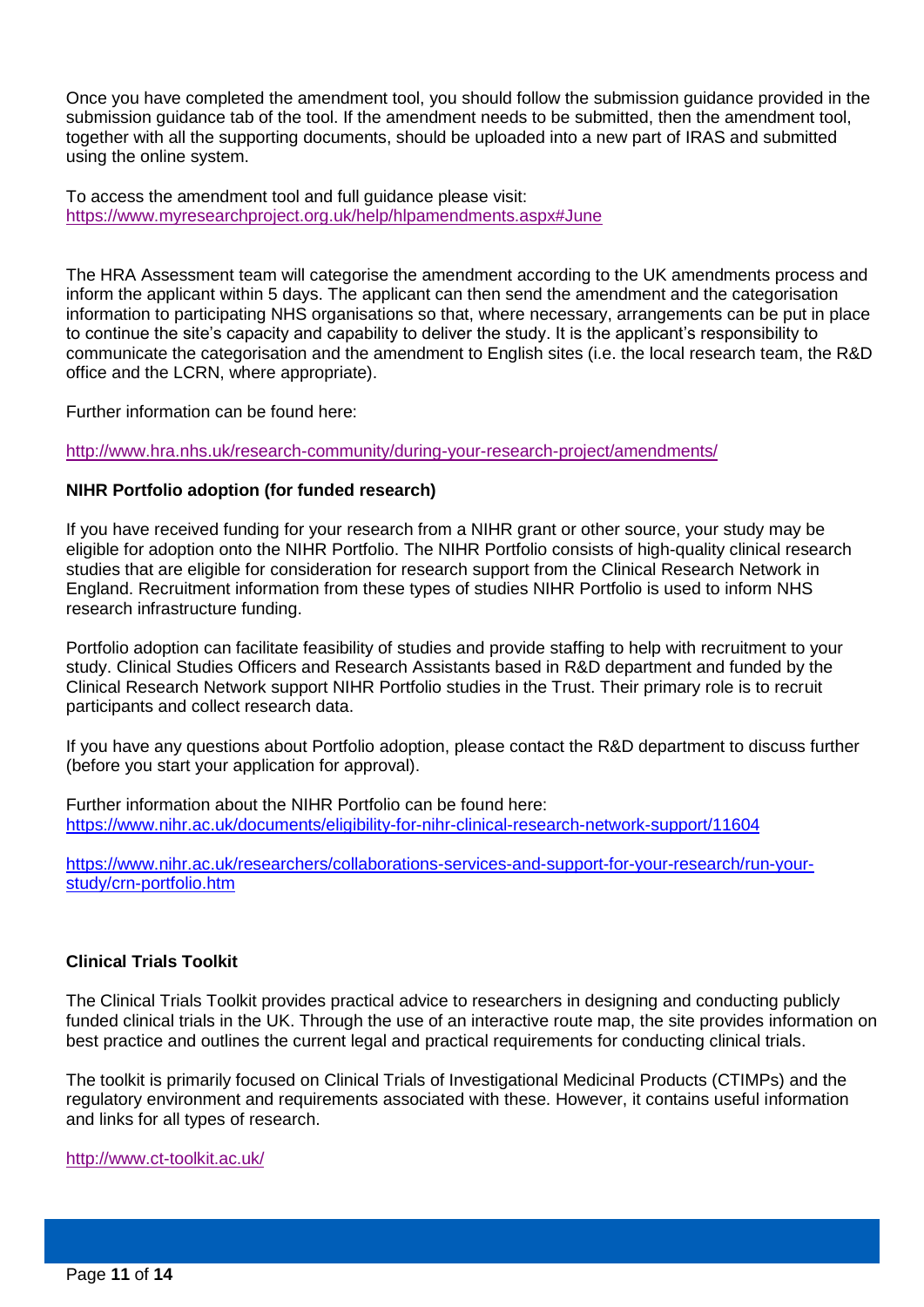Once you have completed the amendment tool, you should follow the submission guidance provided in the submission guidance tab of the tool. If the amendment needs to be submitted, then the amendment tool, together with all the supporting documents, should be uploaded into a new part of IRAS and submitted using the online system.

To access the amendment tool and full guidance please visit:
https://www.myresearchproject.org.uk/help/hlpamendments.aspx#June

The HRA Assessment team will categorise the amendment according to the UK amendments process and inform the applicant within 5 days. The applicant can then send the amendment and the categorisation information to participating NHS organisations so that, where necessary, arrangements can be put in place to continue the site's capacity and capability to deliver the study. It is the applicant's responsibility to communicate the categorisation and the amendment to English sites (i.e. the local research team, the R&D office and the LCRN, where appropriate).

Further information can be found here:

http://www.hra.nhs.uk/research-community/during-your-research-project/amendments/

**NIHR Portfolio adoption (for funded research)**

If you have received funding for your research from a NIHR grant or other source, your study may be eligible for adoption onto the NIHR Portfolio. The NIHR Portfolio consists of high-quality clinical research studies that are eligible for consideration for research support from the Clinical Research Network in England. Recruitment information from these types of studies NIHR Portfolio is used to inform NHS research infrastructure funding.

Portfolio adoption can facilitate feasibility of studies and provide staffing to help with recruitment to your study. Clinical Studies Officers and Research Assistants based in R&D department and funded by the Clinical Research Network support NIHR Portfolio studies in the Trust. Their primary role is to recruit participants and collect research data.

If you have any questions about Portfolio adoption, please contact the R&D department to discuss further (before you start your application for approval).

Further information about the NIHR Portfolio can be found here:
https://www.nihr.ac.uk/documents/eligibility-for-nihr-clinical-research-network-support/11604

https://www.nihr.ac.uk/researchers/collaborations-services-and-support-for-your-research/run-your-study/crn-portfolio.htm

**Clinical Trials Toolkit**

The Clinical Trials Toolkit provides practical advice to researchers in designing and conducting publicly funded clinical trials in the UK. Through the use of an interactive route map, the site provides information on best practice and outlines the current legal and practical requirements for conducting clinical trials.

The toolkit is primarily focused on Clinical Trials of Investigational Medicinal Products (CTIMPs) and the regulatory environment and requirements associated with these. However, it contains useful information and links for all types of research.

http://www.ct-toolkit.ac.uk/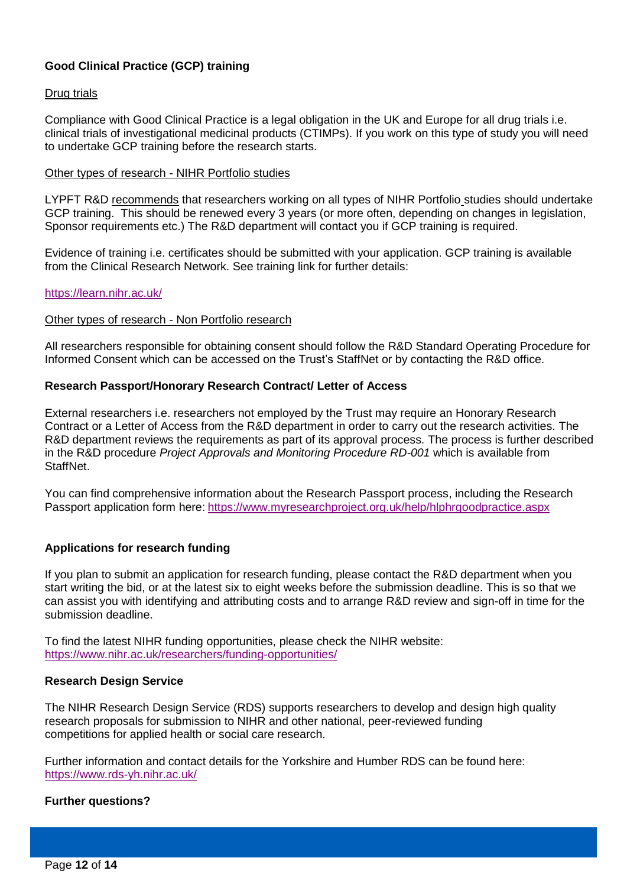### Good Clinical Practice (GCP) training

Drug trials

Compliance with Good Clinical Practice is a legal obligation in the UK and Europe for all drug trials i.e. clinical trials of investigational medicinal products (CTIMPs). If you work on this type of study you will need to undertake GCP training before the research starts.

Other types of research - NIHR Portfolio studies

LYPFT R&D recommends that researchers working on all types of NIHR Portfolio studies should undertake GCP training. This should be renewed every 3 years (or more often, depending on changes in legislation, Sponsor requirements etc.) The R&D department will contact you if GCP training is required.

Evidence of training i.e. certificates should be submitted with your application. GCP training is available from the Clinical Research Network. See training link for further details:

https://learn.nihr.ac.uk/

Other types of research - Non Portfolio research

All researchers responsible for obtaining consent should follow the R&D Standard Operating Procedure for Informed Consent which can be accessed on the Trust's StaffNet or by contacting the R&D office.

### Research Passport/Honorary Research Contract/ Letter of Access

External researchers i.e. researchers not employed by the Trust may require an Honorary Research Contract or a Letter of Access from the R&D department in order to carry out the research activities. The R&D department reviews the requirements as part of its approval process. The process is further described in the R&D procedure *Project Approvals and Monitoring Procedure RD-001* which is available from StaffNet.

You can find comprehensive information about the Research Passport process, including the Research Passport application form here: https://www.myresearchproject.org.uk/help/hlphrgoodpractice.aspx

### Applications for research funding

If you plan to submit an application for research funding, please contact the R&D department when you start writing the bid, or at the latest six to eight weeks before the submission deadline. This is so that we can assist you with identifying and attributing costs and to arrange R&D review and sign-off in time for the submission deadline.

To find the latest NIHR funding opportunities, please check the NIHR website:
https://www.nihr.ac.uk/researchers/funding-opportunities/

### Research Design Service

The NIHR Research Design Service (RDS) supports researchers to develop and design high quality research proposals for submission to NIHR and other national, peer-reviewed funding competitions for applied health or social care research.

Further information and contact details for the Yorkshire and Humber RDS can be found here:
https://www.rds-yh.nihr.ac.uk/

### Further questions?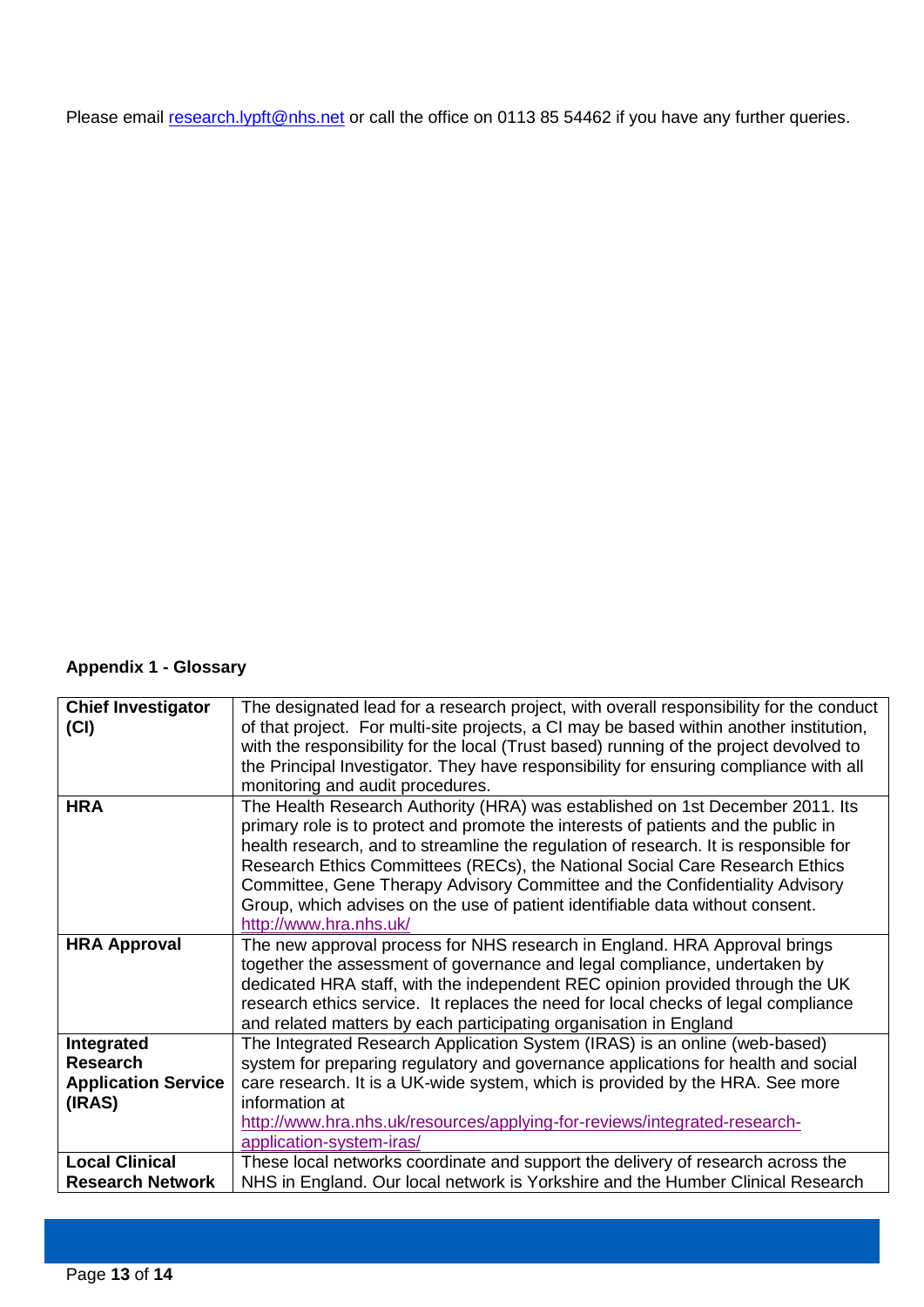Please email research.lypft@nhs.net or call the office on 0113 85 54462 if you have any further queries.

**Appendix 1 - Glossary**

| | |
|---|---|
| **Chief Investigator (CI)** | The designated lead for a research project, with overall responsibility for the conduct of that project. For multi-site projects, a CI may be based within another institution, with the responsibility for the local (Trust based) running of the project devolved to the Principal Investigator. They have responsibility for ensuring compliance with all monitoring and audit procedures. |
| **HRA** | The Health Research Authority (HRA) was established on 1st December 2011. Its primary role is to protect and promote the interests of patients and the public in health research, and to streamline the regulation of research. It is responsible for Research Ethics Committees (RECs), the National Social Care Research Ethics Committee, Gene Therapy Advisory Committee and the Confidentiality Advisory Group, which advises on the use of patient identifiable data without consent. http://www.hra.nhs.uk/ |
| **HRA Approval** | The new approval process for NHS research in England. HRA Approval brings together the assessment of governance and legal compliance, undertaken by dedicated HRA staff, with the independent REC opinion provided through the UK research ethics service. It replaces the need for local checks of legal compliance and related matters by each participating organisation in England |
| **Integrated Research Application Service (IRAS)** | The Integrated Research Application System (IRAS) is an online (web-based) system for preparing regulatory and governance applications for health and social care research. It is a UK-wide system, which is provided by the HRA. See more information at http://www.hra.nhs.uk/resources/applying-for-reviews/integrated-research-application-system-iras/ |
| **Local Clinical Research Network** | These local networks coordinate and support the delivery of research across the NHS in England. Our local network is Yorkshire and the Humber Clinical Research |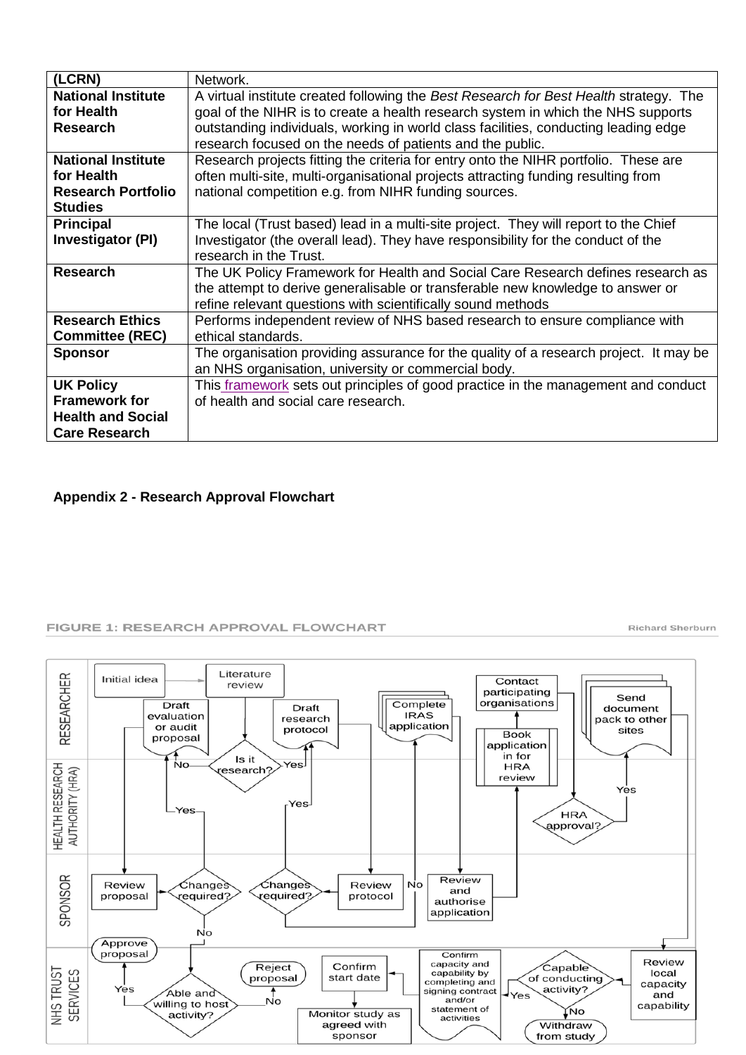| | |
|---|---|
| **(LCRN)** | Network. |
| **National Institute for Health Research** | A virtual institute created following the *Best Research for Best Health* strategy. The goal of the NIHR is to create a health research system in which the NHS supports outstanding individuals, working in world class facilities, conducting leading edge research focused on the needs of patients and the public. |
| **National Institute for Health Research Portfolio Studies** | Research projects fitting the criteria for entry onto the NIHR portfolio. These are often multi-site, multi-organisational projects attracting funding resulting from national competition e.g. from NIHR funding sources. |
| **Principal Investigator (PI)** | The local (Trust based) lead in a multi-site project. They will report to the Chief Investigator (the overall lead). They have responsibility for the conduct of the research in the Trust. |
| **Research** | The UK Policy Framework for Health and Social Care Research defines research as the attempt to derive generalisable or transferable new knowledge to answer or refine relevant questions with scientifically sound methods |
| **Research Ethics Committee (REC)** | Performs independent review of NHS based research to ensure compliance with ethical standards. |
| **Sponsor** | The organisation providing assurance for the quality of a research project. It may be an NHS organisation, university or commercial body. |
| **UK Policy Framework for Health and Social Care Research** | This framework sets out principles of good practice in the management and conduct of health and social care research. |

**Appendix 2 - Research Approval Flowchart**

FIGURE 1: RESEARCH APPROVAL FLOWCHART

Richard Sherburn

RESEARCHER
HEALTH RESEARCH AUTHORITY (HRA)
SPONSOR
NHS TRUST SERVICES

Initial idea
Literature review
Draft evaluation or audit proposal
Draft research protocol
Is it research?
No
Yes
Complete IRAS application
Contact participating organisations
Book application in for HRA review
Send document pack to other sites
HRA approval?
Yes
Review proposal
Changes required?
Changes required?
Review protocol
No
Review and authorise application
Approve proposal
Yes
Able and willing to host activity?
No
Reject proposal
Confirm start date
Monitor study as agreed with sponsor
Confirm capacity and capability by completing and signing contract and/or statement of activities
Capable of conducting activity?
Yes
No
Withdraw from study
Review local capacity and capability